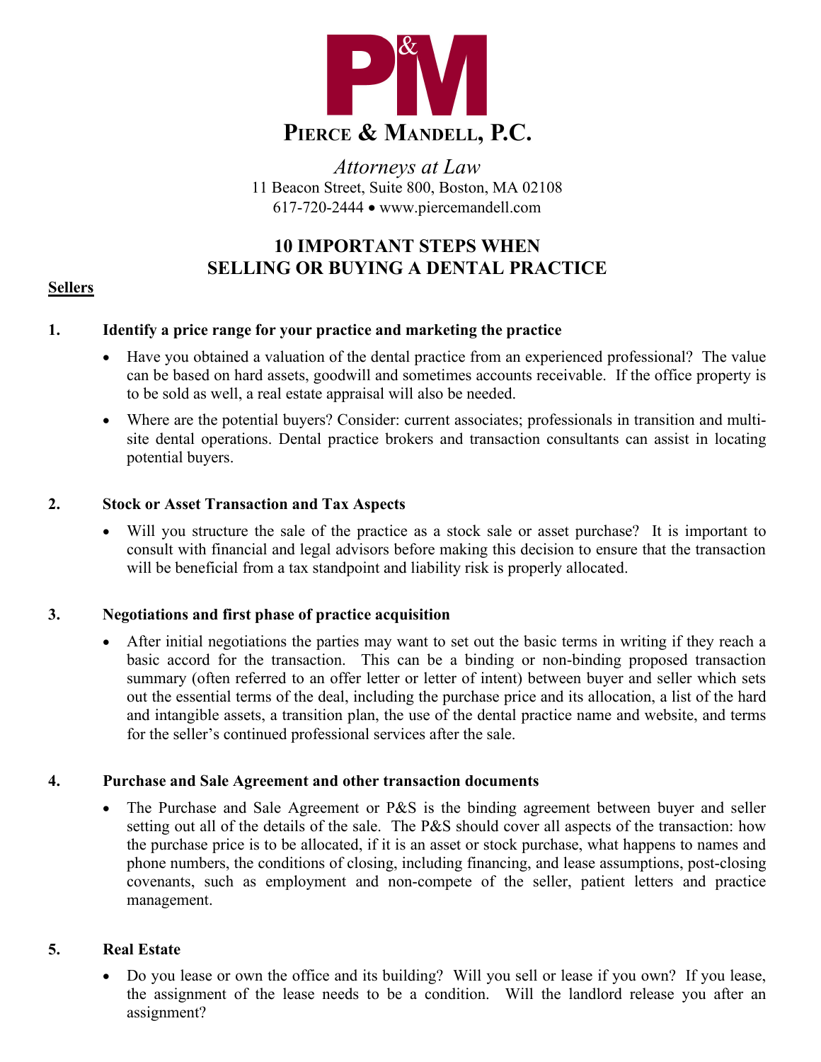# Pierce & Mandell, P.C.

*Attorneys at Law*
11 Beacon Street, Suite 800, Boston, MA 02108
617-720-2444 • www.piercemandell.com

## 10 IMPORTANT STEPS WHEN SELLING OR BUYING A DENTAL PRACTICE

**Sellers**

**1. Identify a price range for your practice and marketing the practice**

- Have you obtained a valuation of the dental practice from an experienced professional? The value can be based on hard assets, goodwill and sometimes accounts receivable. If the office property is to be sold as well, a real estate appraisal will also be needed.
- Where are the potential buyers? Consider: current associates; professionals in transition and multi-site dental operations. Dental practice brokers and transaction consultants can assist in locating potential buyers.

**2. Stock or Asset Transaction and Tax Aspects**

- Will you structure the sale of the practice as a stock sale or asset purchase? It is important to consult with financial and legal advisors before making this decision to ensure that the transaction will be beneficial from a tax standpoint and liability risk is properly allocated.

**3. Negotiations and first phase of practice acquisition**

- After initial negotiations the parties may want to set out the basic terms in writing if they reach a basic accord for the transaction. This can be a binding or non-binding proposed transaction summary (often referred to an offer letter or letter of intent) between buyer and seller which sets out the essential terms of the deal, including the purchase price and its allocation, a list of the hard and intangible assets, a transition plan, the use of the dental practice name and website, and terms for the seller's continued professional services after the sale.

**4. Purchase and Sale Agreement and other transaction documents**

- The Purchase and Sale Agreement or P&S is the binding agreement between buyer and seller setting out all of the details of the sale. The P&S should cover all aspects of the transaction: how the purchase price is to be allocated, if it is an asset or stock purchase, what happens to names and phone numbers, the conditions of closing, including financing, and lease assumptions, post-closing covenants, such as employment and non-compete of the seller, patient letters and practice management.

**5. Real Estate**

- Do you lease or own the office and its building? Will you sell or lease if you own? If you lease, the assignment of the lease needs to be a condition. Will the landlord release you after an assignment?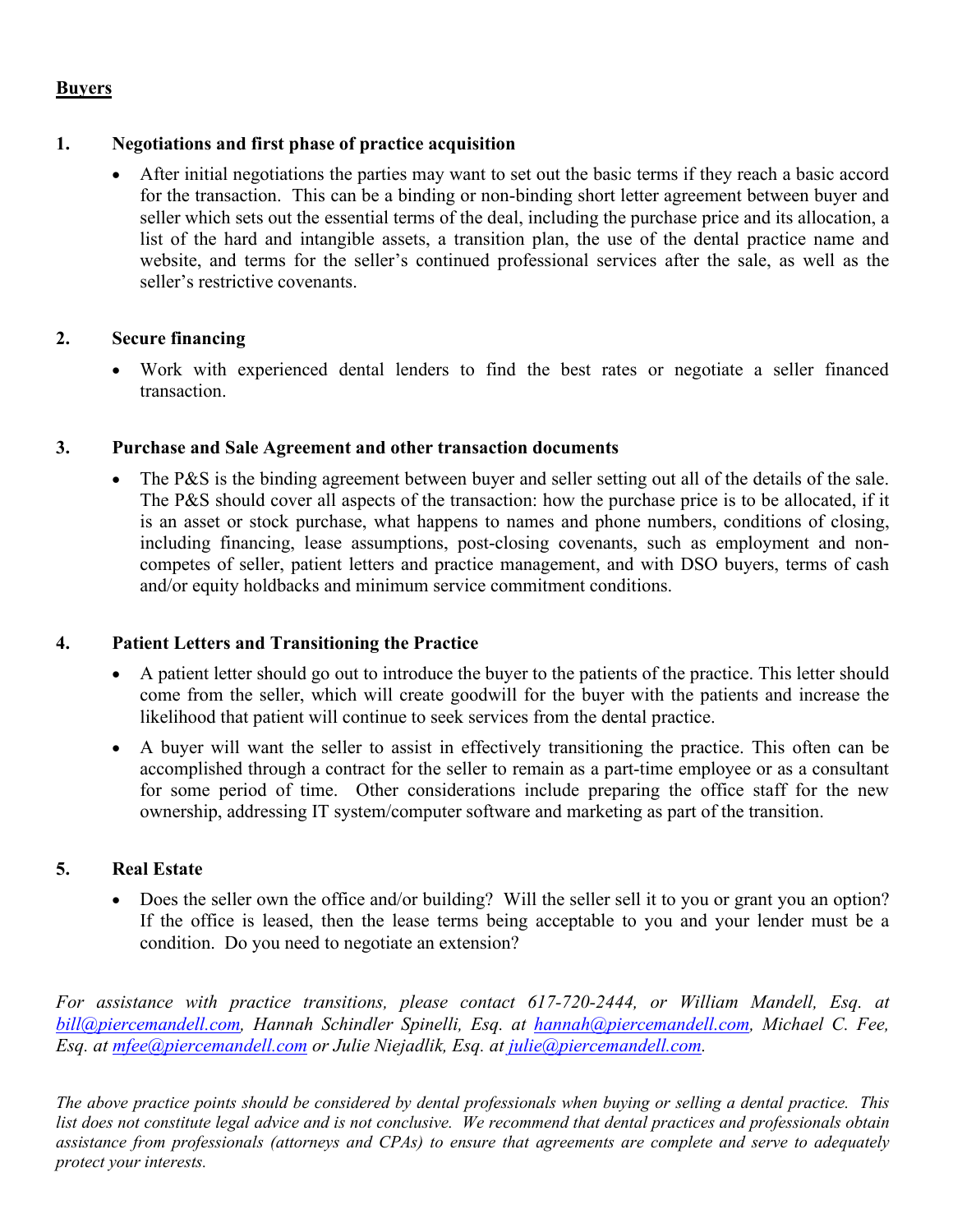## Buyers

### 1. Negotiations and first phase of practice acquisition

- After initial negotiations the parties may want to set out the basic terms if they reach a basic accord for the transaction. This can be a binding or non-binding short letter agreement between buyer and seller which sets out the essential terms of the deal, including the purchase price and its allocation, a list of the hard and intangible assets, a transition plan, the use of the dental practice name and website, and terms for the seller's continued professional services after the sale, as well as the seller's restrictive covenants.

### 2. Secure financing

- Work with experienced dental lenders to find the best rates or negotiate a seller financed transaction.

### 3. Purchase and Sale Agreement and other transaction documents

- The P&S is the binding agreement between buyer and seller setting out all of the details of the sale. The P&S should cover all aspects of the transaction: how the purchase price is to be allocated, if it is an asset or stock purchase, what happens to names and phone numbers, conditions of closing, including financing, lease assumptions, post-closing covenants, such as employment and non-competes of seller, patient letters and practice management, and with DSO buyers, terms of cash and/or equity holdbacks and minimum service commitment conditions.

### 4. Patient Letters and Transitioning the Practice

- A patient letter should go out to introduce the buyer to the patients of the practice. This letter should come from the seller, which will create goodwill for the buyer with the patients and increase the likelihood that patient will continue to seek services from the dental practice.
- A buyer will want the seller to assist in effectively transitioning the practice. This often can be accomplished through a contract for the seller to remain as a part-time employee or as a consultant for some period of time. Other considerations include preparing the office staff for the new ownership, addressing IT system/computer software and marketing as part of the transition.

### 5. Real Estate

- Does the seller own the office and/or building? Will the seller sell it to you or grant you an option? If the office is leased, then the lease terms being acceptable to you and your lender must be a condition. Do you need to negotiate an extension?

*For assistance with practice transitions, please contact 617-720-2444, or William Mandell, Esq. at bill@piercemandell.com, Hannah Schindler Spinelli, Esq. at hannah@piercemandell.com, Michael C. Fee, Esq. at mfee@piercemandell.com or Julie Niejadlik, Esq. at julie@piercemandell.com.*

*The above practice points should be considered by dental professionals when buying or selling a dental practice. This list does not constitute legal advice and is not conclusive. We recommend that dental practices and professionals obtain assistance from professionals (attorneys and CPAs) to ensure that agreements are complete and serve to adequately protect your interests.*